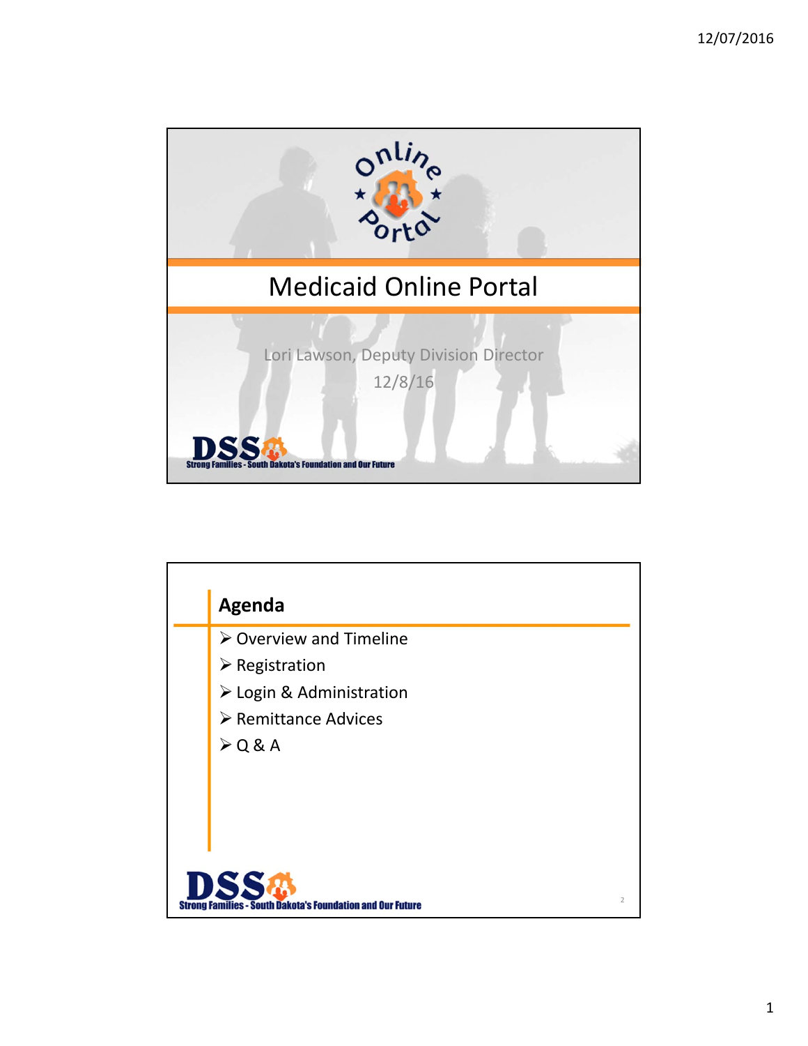# Medicaid Online Portal

Lori Lawson, Deputy Division Director

12/8/16

DSS Strong Families - South Dakota's Foundation and Our Future

## Agenda

- Overview and Timeline
- Registration
- Login & Administration
- Remittance Advices
- Q & A

DSS Strong Families - South Dakota's Foundation and Our Future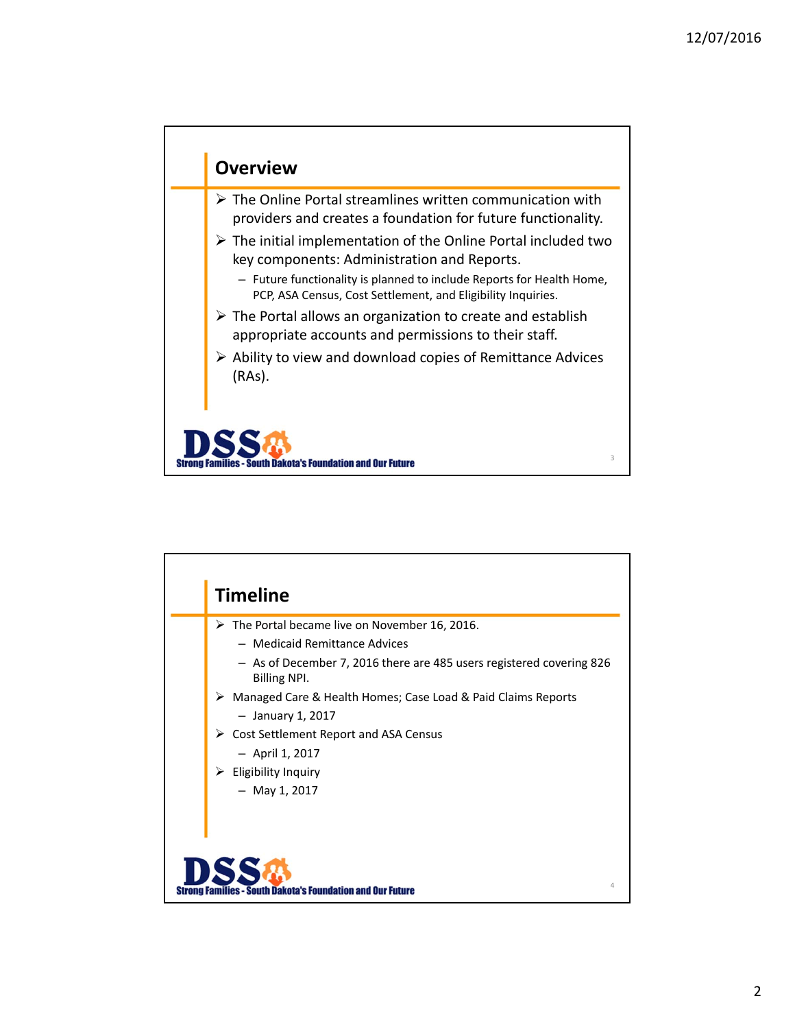## Overview

- The Online Portal streamlines written communication with providers and creates a foundation for future functionality.
- The initial implementation of the Online Portal included two key components: Administration and Reports.
  - Future functionality is planned to include Reports for Health Home, PCP, ASA Census, Cost Settlement, and Eligibility Inquiries.
- The Portal allows an organization to create and establish appropriate accounts and permissions to their staff.
- Ability to view and download copies of Remittance Advices (RAs).

DSS Strong Families - South Dakota's Foundation and Our Future

## Timeline

- The Portal became live on November 16, 2016.
  - Medicaid Remittance Advices
  - As of December 7, 2016 there are 485 users registered covering 826 Billing NPI.
- Managed Care & Health Homes; Case Load & Paid Claims Reports
  - January 1, 2017
- Cost Settlement Report and ASA Census
  - April 1, 2017
- Eligibility Inquiry
  - May 1, 2017

DSS Strong Families - South Dakota's Foundation and Our Future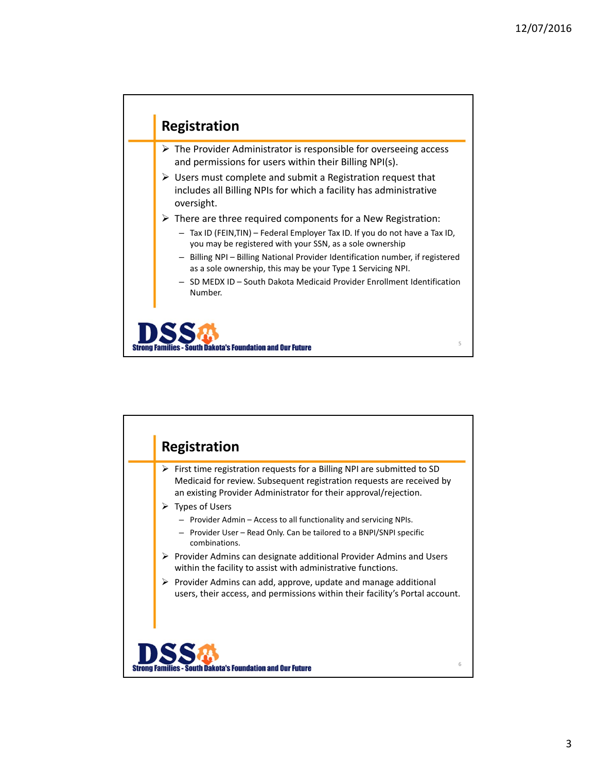## Registration

- The Provider Administrator is responsible for overseeing access and permissions for users within their Billing NPI(s).
- Users must complete and submit a Registration request that includes all Billing NPIs for which a facility has administrative oversight.
- There are three required components for a New Registration:
  - Tax ID (FEIN,TIN) – Federal Employer Tax ID. If you do not have a Tax ID, you may be registered with your SSN, as a sole ownership
  - Billing NPI – Billing National Provider Identification number, if registered as a sole ownership, this may be your Type 1 Servicing NPI.
  - SD MEDX ID – South Dakota Medicaid Provider Enrollment Identification Number.

DSS Strong Families - South Dakota's Foundation and Our Future

## Registration

- First time registration requests for a Billing NPI are submitted to SD Medicaid for review. Subsequent registration requests are received by an existing Provider Administrator for their approval/rejection.
- Types of Users
  - Provider Admin – Access to all functionality and servicing NPIs.
  - Provider User – Read Only. Can be tailored to a BNPI/SNPI specific combinations.
- Provider Admins can designate additional Provider Admins and Users within the facility to assist with administrative functions.
- Provider Admins can add, approve, update and manage additional users, their access, and permissions within their facility's Portal account.

DSS Strong Families - South Dakota's Foundation and Our Future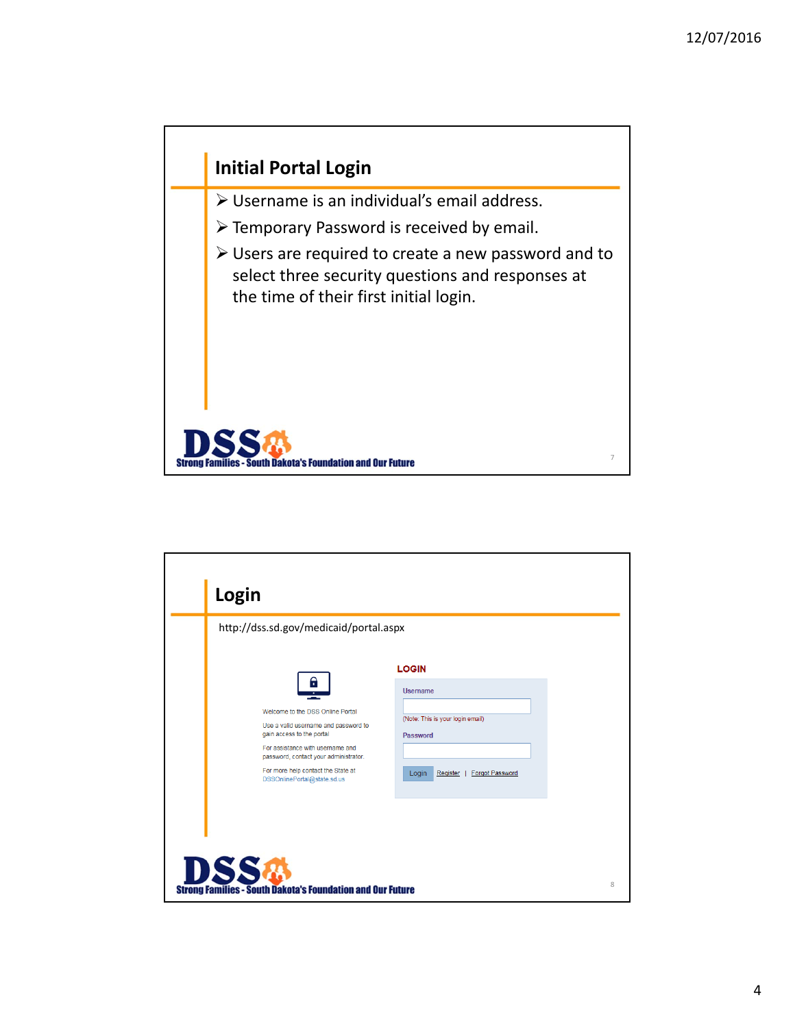## Initial Portal Login

- Username is an individual's email address.
- Temporary Password is received by email.
- Users are required to create a new password and to select three security questions and responses at the time of their first initial login.

DSS Strong Families - South Dakota's Foundation and Our Future

## Login

http://dss.sd.gov/medicaid/portal.aspx

Welcome to the DSS Online Portal

Use a valid username and password to gain access to the portal

For assistance with username and password, contact your administrator.

For more help contact the State at DSSOnlinePortal@state.sd.us

**LOGIN**

Username

(Note: This is your login email)

Password

Login | Register | Forgot Password

DSS Strong Families - South Dakota's Foundation and Our Future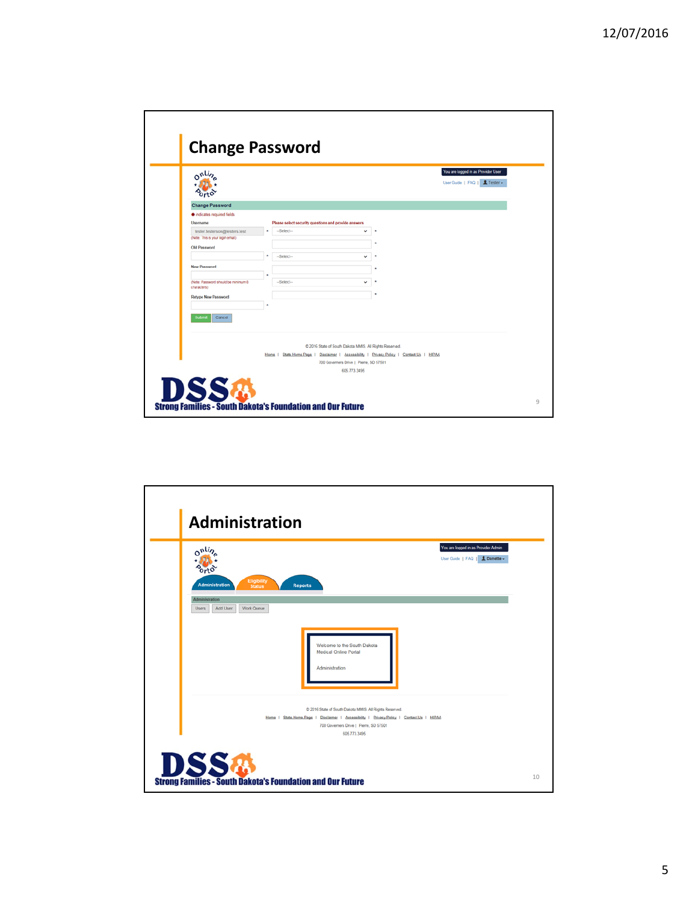# Change Password

You are logged in as Provider User

User Guide | FAQ | Tester

**Change Password**

* indicates required fields

Username

tester.testerson@testers.test *

(Note: This is your login email)

Old Password

*

New Password

*

(Note: Password should be minimum 8 characters)

Retype New Password

*

Please select security questions and provide answers

--Select-- *

*

--Select-- *

*

--Select-- *

*

Submit Cancel

© 2016 State of South Dakota MMIS. All Rights Reserved.

Home | State Home Page | Disclaimer | Accessibility | Privacy Policy | Contact Us | HIPAA

700 Governors Drive | Pierre, SD 57501

605.773.3495

DSS

Strong Families - South Dakota's Foundation and Our Future

# Administration

You are logged in as Provider Admin

User Guide | FAQ | Danette

Administration | Eligibility Status | Reports

Administration

Users | Add User | Work Queue

Welcome to the South Dakota Medical Online Portal

Administration

© 2016 State of South Dakota MMIS. All Rights Reserved.

Home | State Home Page | Disclaimer | Accessibility | Privacy Policy | Contact Us | HIPAA

700 Governors Drive | Pierre, SD 57501

605.773.3495

DSS

Strong Families - South Dakota's Foundation and Our Future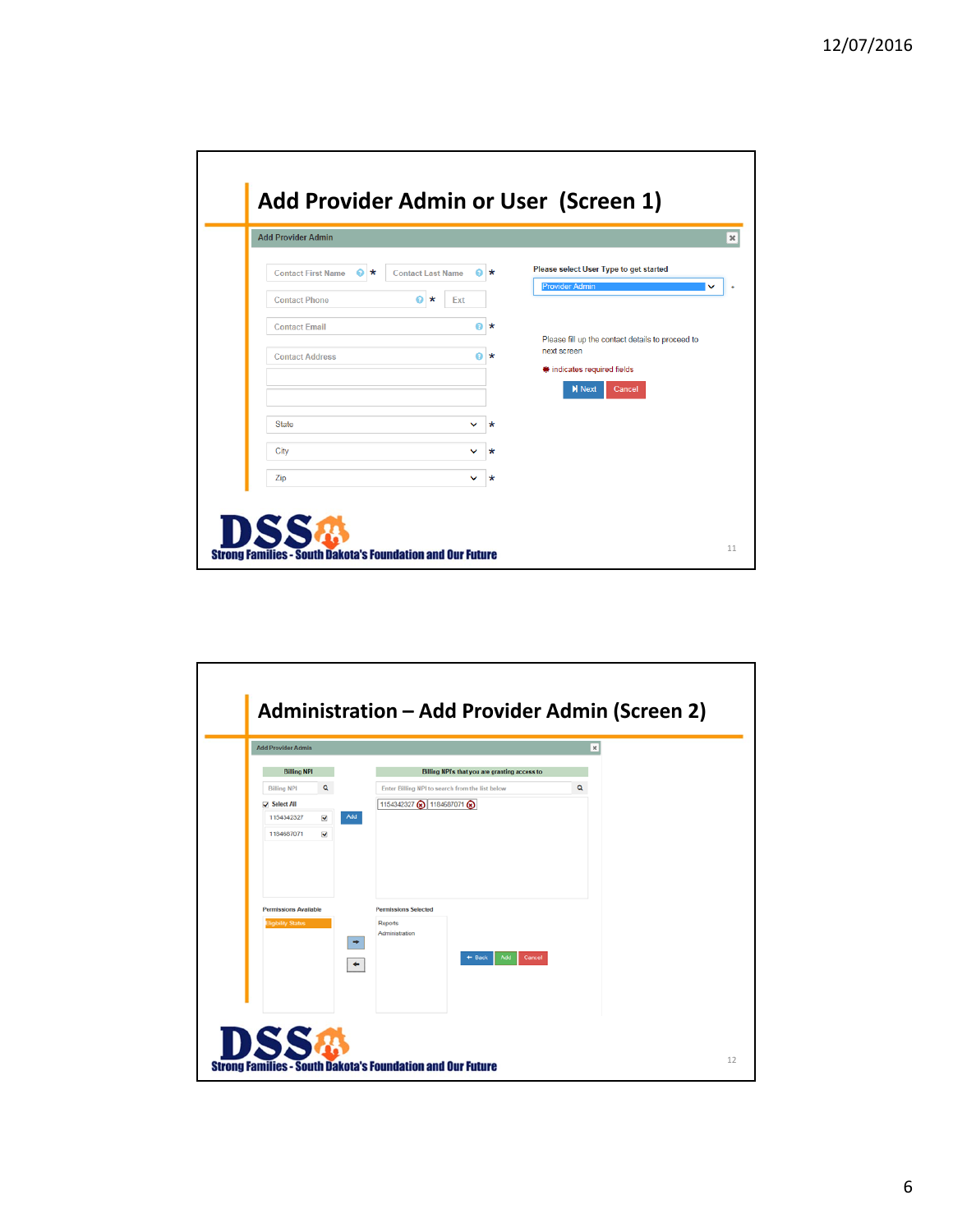## Add Provider Admin or User (Screen 1)

Add Provider Admin

Contact First Name *
Contact Last Name *
Contact Phone * Ext
Contact Email *
Contact Address *
State *
City *
Zip *

Please select User Type to get started
Provider Admin

Please fill up the contact details to proceed to next screen

* indicates required fields

Next Cancel

DSS Strong Families - South Dakota's Foundation and Our Future

11

## Administration – Add Provider Admin (Screen 2)

Add Provider Admin

Billing NPI

Billing NPI

Select All

1154342327

1184687071

Add

Billing NPIs that you are granting access to

Enter Billing NPI to search from the list below

1154342327 1184687071

Permissions Available

Eligibility Status

Permissions Selected

Reports

Administration

Back Add Cancel

DSS Strong Families - South Dakota's Foundation and Our Future

12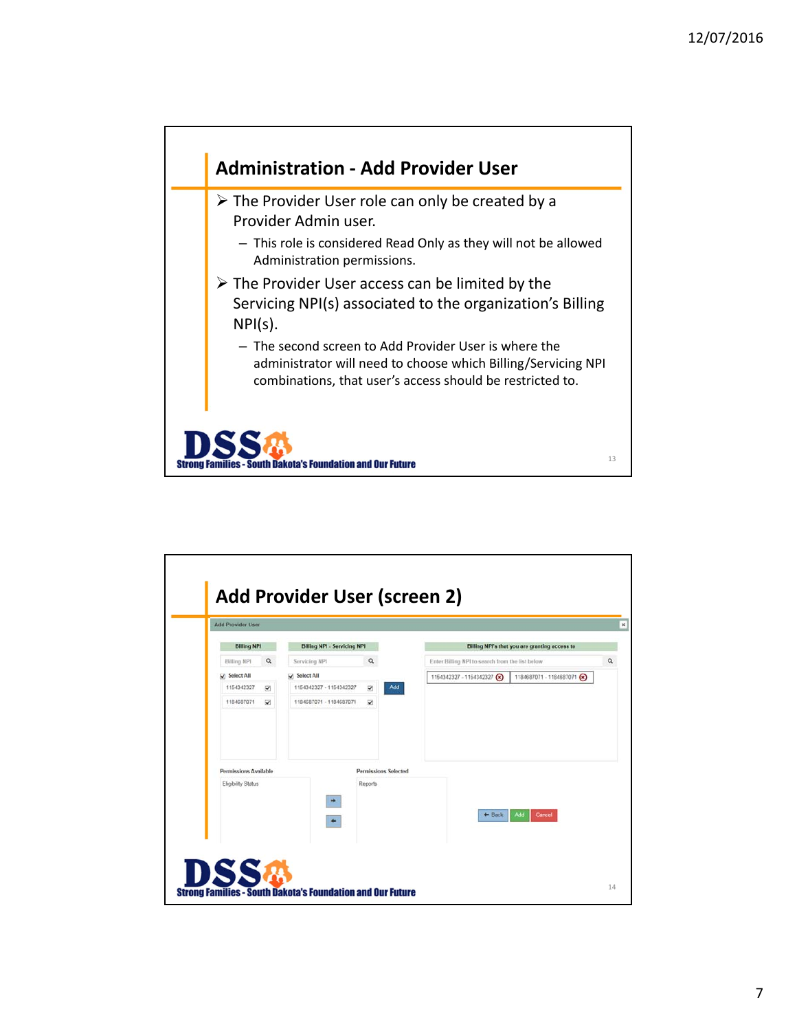## Administration - Add Provider User

- The Provider User role can only be created by a Provider Admin user.
  - This role is considered Read Only as they will not be allowed Administration permissions.
- The Provider User access can be limited by the Servicing NPI(s) associated to the organization's Billing NPI(s).
  - The second screen to Add Provider User is where the administrator will need to choose which Billing/Servicing NPI combinations, that user's access should be restricted to.

DSS Strong Families - South Dakota's Foundation and Our Future

## Add Provider User (screen 2)

Add Provider User

| Billing NPI | Billing NPI - Servicing NPI | Billing NPI's that you are granting access to |
|---|---|---|
| Billing NPI | Servicing NPI | Enter Billing NPI to search from the list below |
| Select All | Select All | 1154342327 - 1154342327 |
| 1154342327 | 1154342327 - 1154342327 | 1184687071 - 1184687071 |
| 1184687071 | 1184687071 - 1184687071 | |

Add

| Permissions Available | Permissions Selected |
|---|---|
| Eligibility Status | Reports |

Back | Add | Cancel

DSS Strong Families - South Dakota's Foundation and Our Future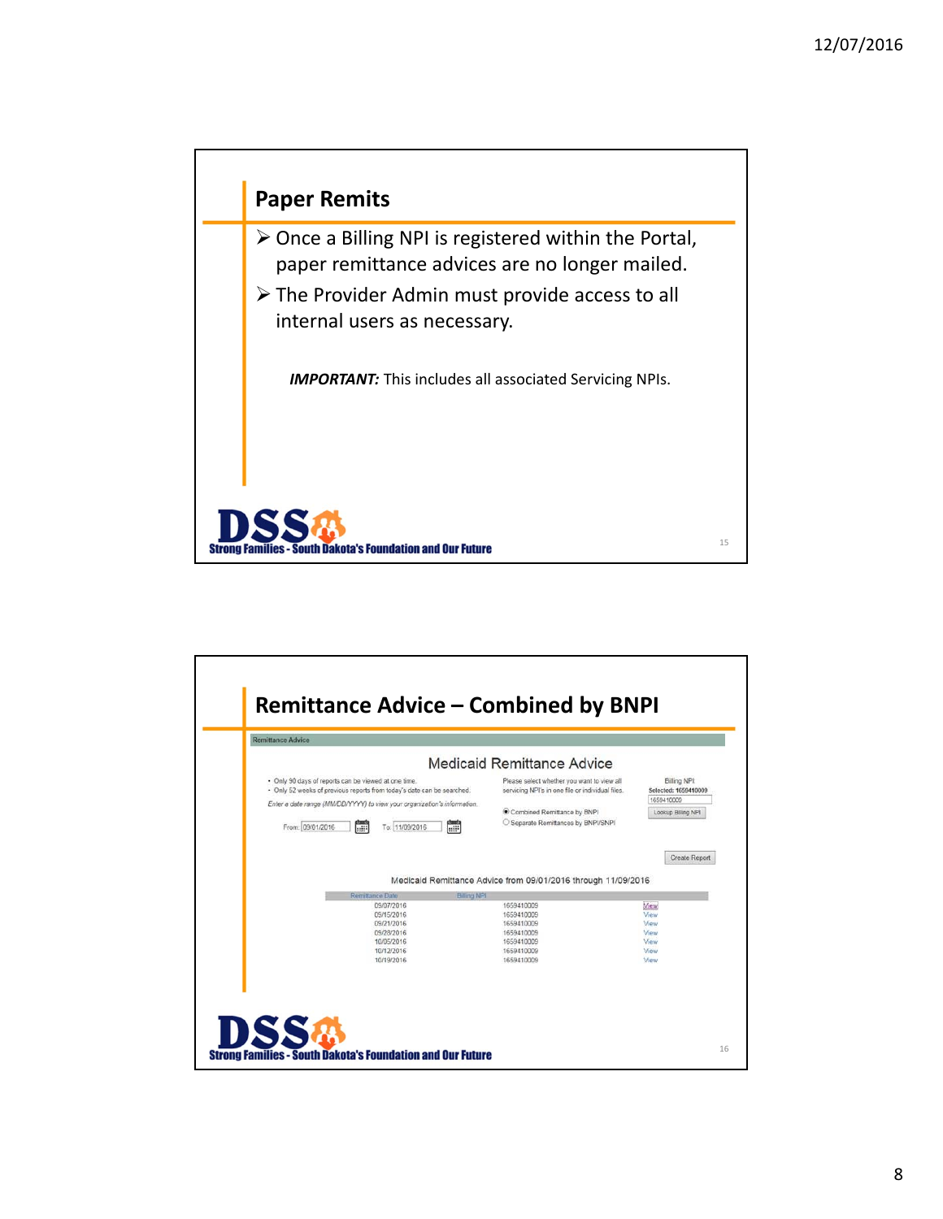## Paper Remits

- Once a Billing NPI is registered within the Portal, paper remittance advices are no longer mailed.
- The Provider Admin must provide access to all internal users as necessary.

***IMPORTANT:*** This includes all associated Servicing NPIs.

## Remittance Advice – Combined by BNPI

Remittance Advice

### Medicaid Remittance Advice

- Only 90 days of reports can be viewed at one time.
- Only 52 weeks of previous reports from today's date can be searched.

*Enter a date range (MM/DD/YYYY) to view your organization's information.*

From: 09/01/2016 To: 11/09/2016

Please select whether you want to view all servicing NPI's in one file or individual files.

- (•) Combined Remittance by BNPI
- ( ) Separate Remittances by BNPI/SNPI

Billing NPI: Selected: 1659410009

1659410009

Lookup Billing NPI

Create Report

Medicaid Remittance Advice from 09/01/2016 through 11/09/2016

| Remittance Date | Billing NPI | |
|---|---|---|
| 09/07/2016 | 1659410009 | View |
| 09/15/2016 | 1659410009 | View |
| 09/21/2016 | 1659410009 | View |
| 09/28/2016 | 1659410009 | View |
| 10/05/2016 | 1659410009 | View |
| 10/12/2016 | 1659410009 | View |
| 10/19/2016 | 1659410009 | View |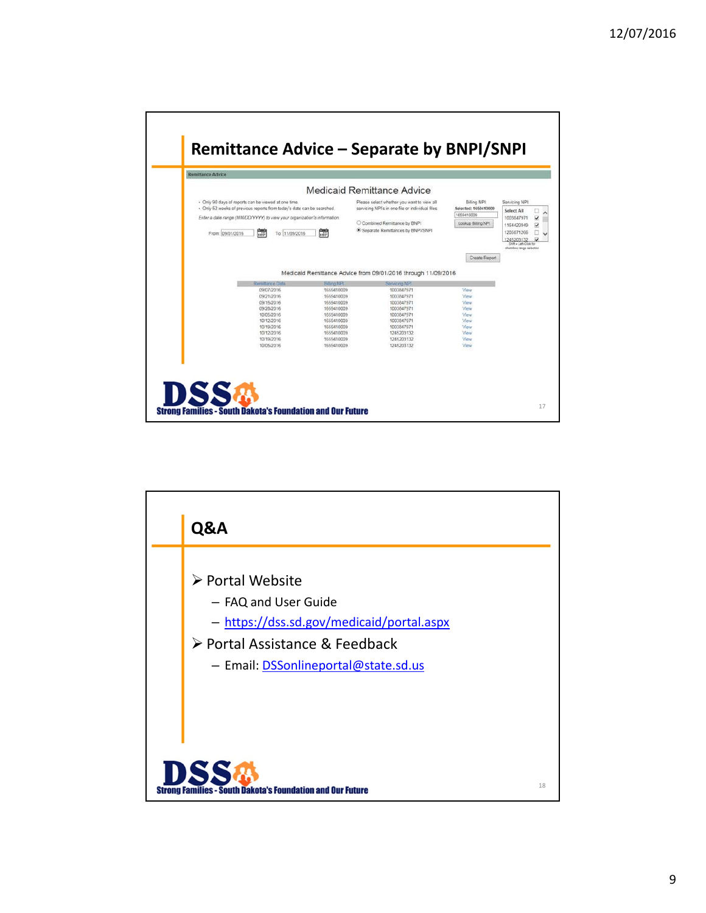## Remittance Advice – Separate by BNPI/SNPI

Remittance Advice

### Medicaid Remittance Advice

- Only 90 days of reports can be viewed at one time.
- Only 52 weeks of previous reports from today's date can be searched.

Enter a date range (MM/DD/YYYY) to view your organization's information.

From: 09/01/2016 To: 11/09/2016

Please select whether you want to view all servicing NPIs in one file or individual files.

○ Combined Remittance by BNPI
◉ Separate Remittances by BNPI/SNPI

Billing NPI
Selected: 1659410009
1659410009
Lookup Billing NPI

Servicing NPI
Select All ☐
1003847971 ☑
1164420940 ☑
1205671266 ☐
1245203132 ☑
Shift + Left-Click for shift/drag range selection

Create Report

Medicaid Remittance Advice from 09/01/2016 through 11/09/2016

| Remittance Date | Billing NPI | Servicing NPI | |
|---|---|---|---|
| 09/07/2016 | 1659410009 | 1003847971 | View |
| 09/21/2016 | 1659410009 | 1003847971 | View |
| 09/15/2016 | 1659410009 | 1003847971 | View |
| 09/28/2016 | 1659410009 | 1003847971 | View |
| 10/05/2016 | 1659410009 | 1003847971 | View |
| 10/12/2016 | 1659410009 | 1003847971 | View |
| 10/19/2016 | 1659410009 | 1003847971 | View |
| 10/12/2016 | 1659410009 | 1245203132 | View |
| 10/19/2016 | 1659410009 | 1245203132 | View |
| 10/05/2016 | 1659410009 | 1245203132 | View |

DSS Strong Families - South Dakota's Foundation and Our Future

## Q&A

- Portal Website
  - FAQ and User Guide
  - https://dss.sd.gov/medicaid/portal.aspx
- Portal Assistance & Feedback
  - Email: DSSonlineportal@state.sd.us

DSS Strong Families - South Dakota's Foundation and Our Future